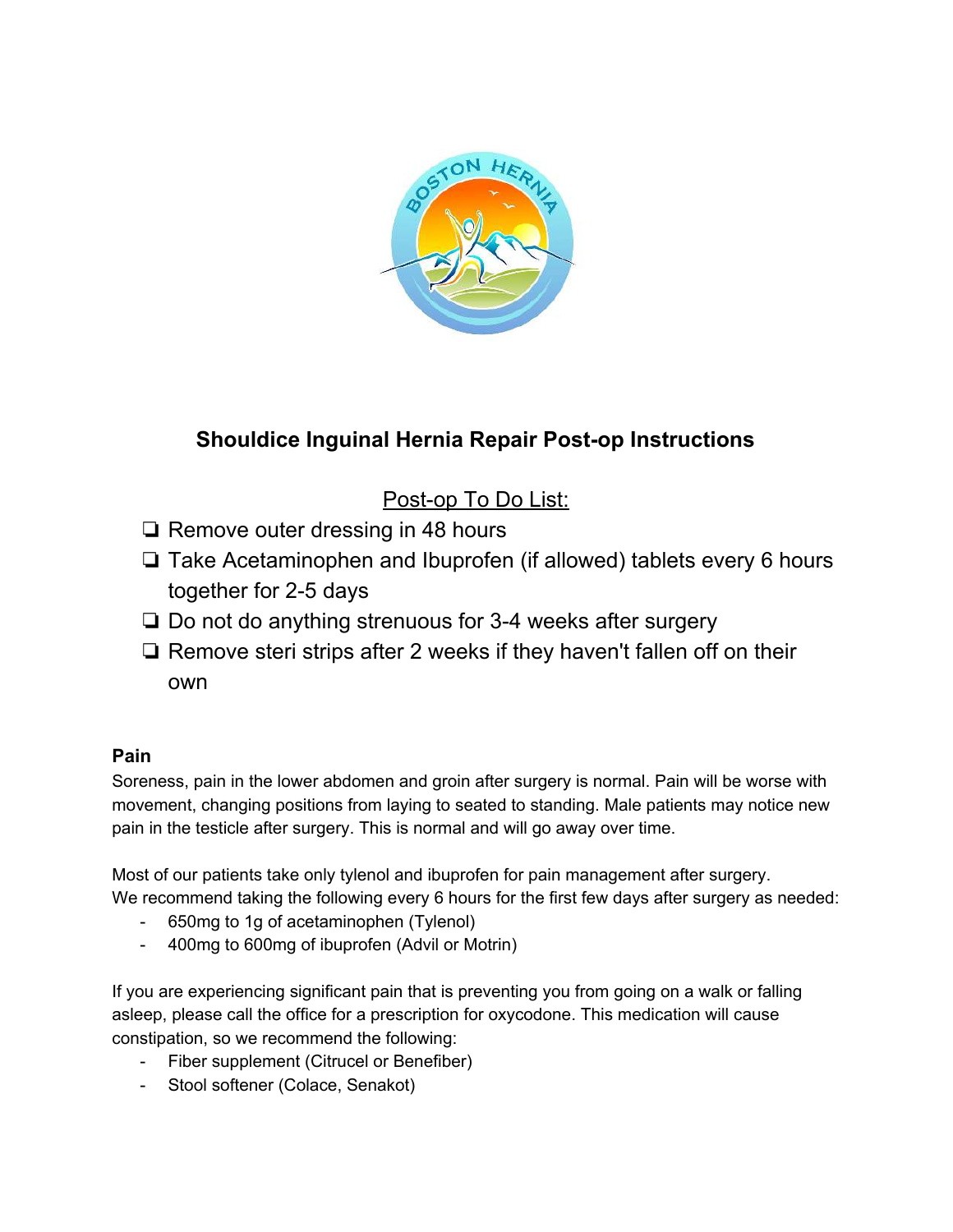# Shouldice Inguinal Hernia Repair Post-op Instructions

## Post-op To Do List:

- ❏ Remove outer dressing in 48 hours
- ❏ Take Acetaminophen and Ibuprofen (if allowed) tablets every 6 hours together for 2-5 days
- ❏ Do not do anything strenuous for 3-4 weeks after surgery
- ❏ Remove steri strips after 2 weeks if they haven't fallen off on their own

### Pain

Soreness, pain in the lower abdomen and groin after surgery is normal. Pain will be worse with movement, changing positions from laying to seated to standing. Male patients may notice new pain in the testicle after surgery. This is normal and will go away over time.

Most of our patients take only tylenol and ibuprofen for pain management after surgery. We recommend taking the following every 6 hours for the first few days after surgery as needed:

- 650mg to 1g of acetaminophen (Tylenol)
- 400mg to 600mg of ibuprofen (Advil or Motrin)

If you are experiencing significant pain that is preventing you from going on a walk or falling asleep, please call the office for a prescription for oxycodone. This medication will cause constipation, so we recommend the following:

- Fiber supplement (Citrucel or Benefiber)
- Stool softener (Colace, Senakot)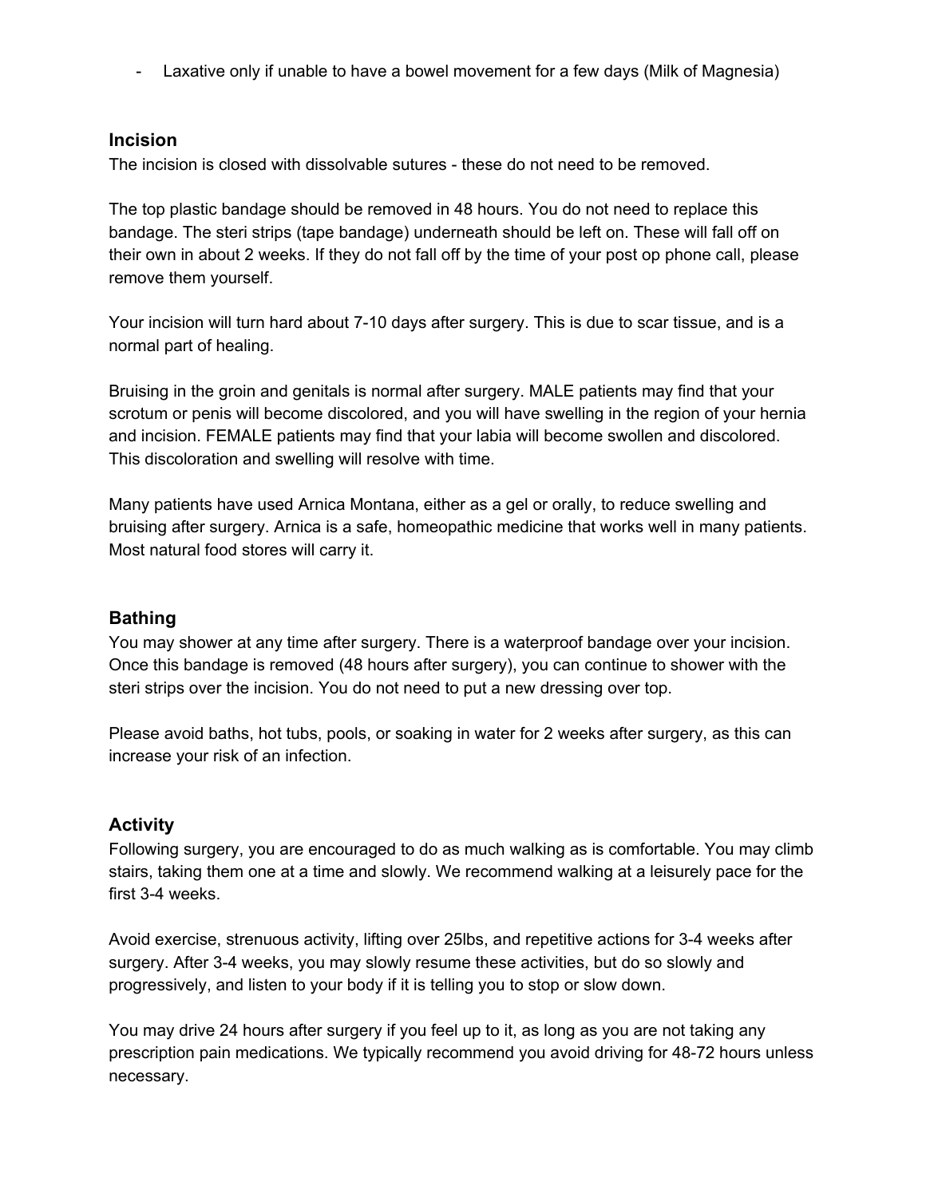- Laxative only if unable to have a bowel movement for a few days (Milk of Magnesia)

### Incision

The incision is closed with dissolvable sutures - these do not need to be removed.

The top plastic bandage should be removed in 48 hours. You do not need to replace this bandage. The steri strips (tape bandage) underneath should be left on. These will fall off on their own in about 2 weeks. If they do not fall off by the time of your post op phone call, please remove them yourself.

Your incision will turn hard about 7-10 days after surgery. This is due to scar tissue, and is a normal part of healing.

Bruising in the groin and genitals is normal after surgery. MALE patients may find that your scrotum or penis will become discolored, and you will have swelling in the region of your hernia and incision. FEMALE patients may find that your labia will become swollen and discolored. This discoloration and swelling will resolve with time.

Many patients have used Arnica Montana, either as a gel or orally, to reduce swelling and bruising after surgery. Arnica is a safe, homeopathic medicine that works well in many patients. Most natural food stores will carry it.

### Bathing

You may shower at any time after surgery. There is a waterproof bandage over your incision. Once this bandage is removed (48 hours after surgery), you can continue to shower with the steri strips over the incision. You do not need to put a new dressing over top.

Please avoid baths, hot tubs, pools, or soaking in water for 2 weeks after surgery, as this can increase your risk of an infection.

### Activity

Following surgery, you are encouraged to do as much walking as is comfortable. You may climb stairs, taking them one at a time and slowly. We recommend walking at a leisurely pace for the first 3-4 weeks.

Avoid exercise, strenuous activity, lifting over 25lbs, and repetitive actions for 3-4 weeks after surgery. After 3-4 weeks, you may slowly resume these activities, but do so slowly and progressively, and listen to your body if it is telling you to stop or slow down.

You may drive 24 hours after surgery if you feel up to it, as long as you are not taking any prescription pain medications. We typically recommend you avoid driving for 48-72 hours unless necessary.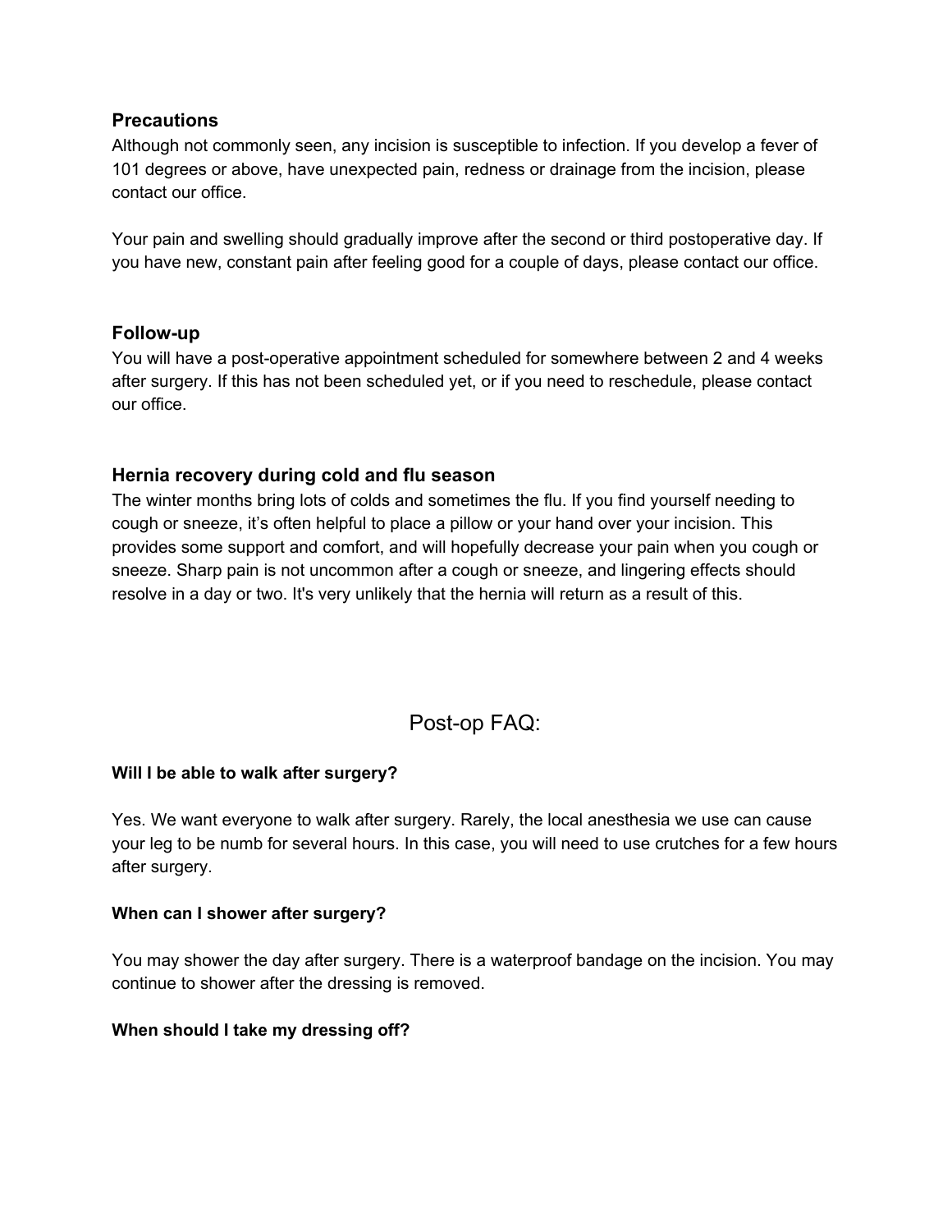### Precautions

Although not commonly seen, any incision is susceptible to infection. If you develop a fever of 101 degrees or above, have unexpected pain, redness or drainage from the incision, please contact our office.

Your pain and swelling should gradually improve after the second or third postoperative day. If you have new, constant pain after feeling good for a couple of days, please contact our office.

### Follow-up

You will have a post-operative appointment scheduled for somewhere between 2 and 4 weeks after surgery. If this has not been scheduled yet, or if you need to reschedule, please contact our office.

### Hernia recovery during cold and flu season

The winter months bring lots of colds and sometimes the flu. If you find yourself needing to cough or sneeze, it's often helpful to place a pillow or your hand over your incision. This provides some support and comfort, and will hopefully decrease your pain when you cough or sneeze. Sharp pain is not uncommon after a cough or sneeze, and lingering effects should resolve in a day or two. It's very unlikely that the hernia will return as a result of this.

## Post-op FAQ:

**Will I be able to walk after surgery?**

Yes. We want everyone to walk after surgery. Rarely, the local anesthesia we use can cause your leg to be numb for several hours. In this case, you will need to use crutches for a few hours after surgery.

**When can I shower after surgery?**

You may shower the day after surgery. There is a waterproof bandage on the incision. You may continue to shower after the dressing is removed.

**When should I take my dressing off?**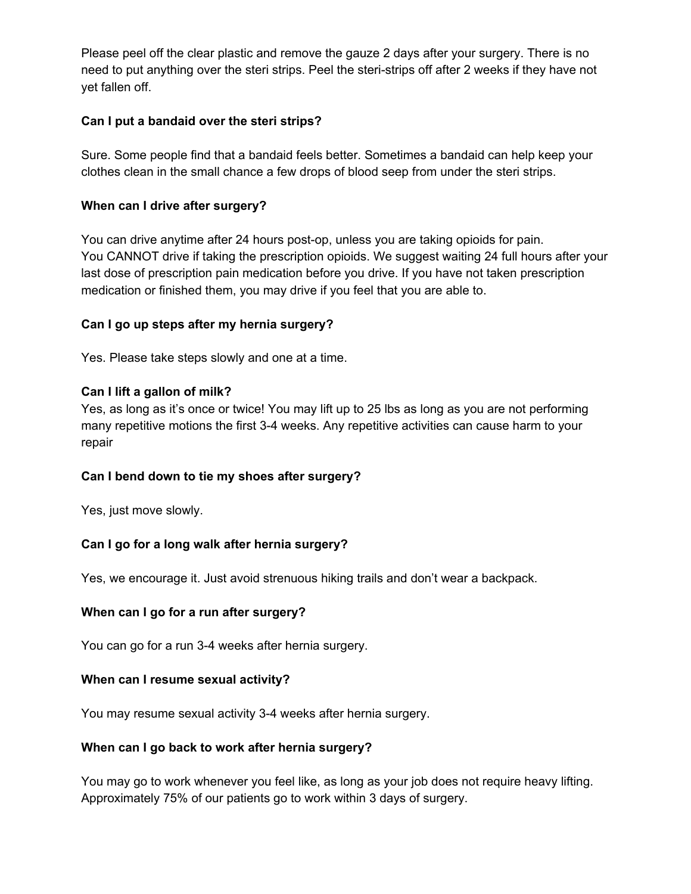Please peel off the clear plastic and remove the gauze 2 days after your surgery. There is no need to put anything over the steri strips. Peel the steri-strips off after 2 weeks if they have not yet fallen off.

**Can I put a bandaid over the steri strips?**

Sure. Some people find that a bandaid feels better. Sometimes a bandaid can help keep your clothes clean in the small chance a few drops of blood seep from under the steri strips.

**When can I drive after surgery?**

You can drive anytime after 24 hours post-op, unless you are taking opioids for pain.
You CANNOT drive if taking the prescription opioids. We suggest waiting 24 full hours after your last dose of prescription pain medication before you drive. If you have not taken prescription medication or finished them, you may drive if you feel that you are able to.

**Can I go up steps after my hernia surgery?**

Yes. Please take steps slowly and one at a time.

**Can I lift a gallon of milk?**

Yes, as long as it's once or twice! You may lift up to 25 lbs as long as you are not performing many repetitive motions the first 3-4 weeks. Any repetitive activities can cause harm to your repair

**Can I bend down to tie my shoes after surgery?**

Yes, just move slowly.

**Can I go for a long walk after hernia surgery?**

Yes, we encourage it. Just avoid strenuous hiking trails and don't wear a backpack.

**When can I go for a run after surgery?**

You can go for a run 3-4 weeks after hernia surgery.

**When can I resume sexual activity?**

You may resume sexual activity 3-4 weeks after hernia surgery.

**When can I go back to work after hernia surgery?**

You may go to work whenever you feel like, as long as your job does not require heavy lifting. Approximately 75% of our patients go to work within 3 days of surgery.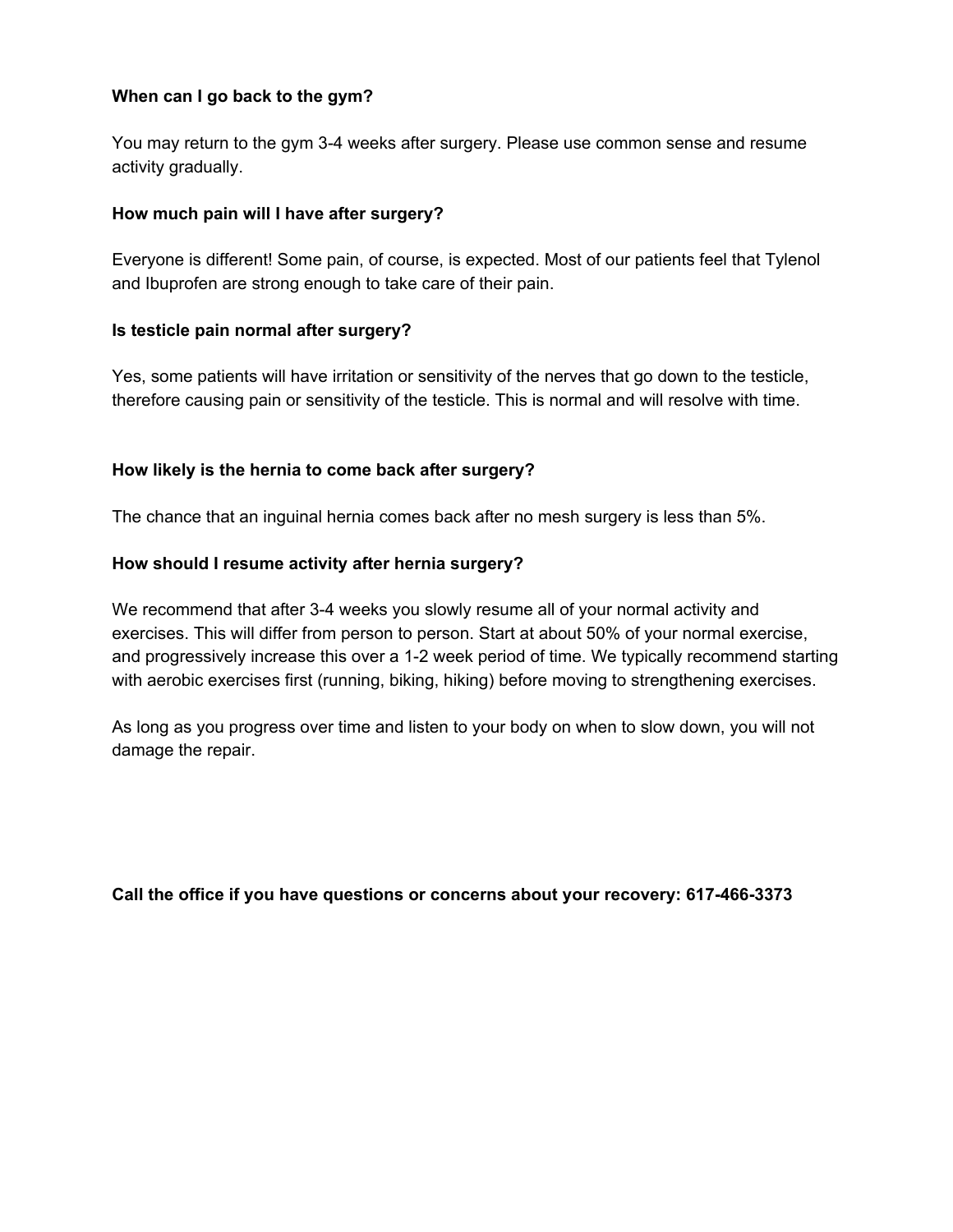**When can I go back to the gym?**

You may return to the gym 3-4 weeks after surgery. Please use common sense and resume activity gradually.

**How much pain will I have after surgery?**

Everyone is different! Some pain, of course, is expected. Most of our patients feel that Tylenol and Ibuprofen are strong enough to take care of their pain.

**Is testicle pain normal after surgery?**

Yes, some patients will have irritation or sensitivity of the nerves that go down to the testicle, therefore causing pain or sensitivity of the testicle. This is normal and will resolve with time.

**How likely is the hernia to come back after surgery?**

The chance that an inguinal hernia comes back after no mesh surgery is less than 5%.

**How should I resume activity after hernia surgery?**

We recommend that after 3-4 weeks you slowly resume all of your normal activity and exercises. This will differ from person to person. Start at about 50% of your normal exercise, and progressively increase this over a 1-2 week period of time. We typically recommend starting with aerobic exercises first (running, biking, hiking) before moving to strengthening exercises.

As long as you progress over time and listen to your body on when to slow down, you will not damage the repair.

**Call the office if you have questions or concerns about your recovery: 617-466-3373**